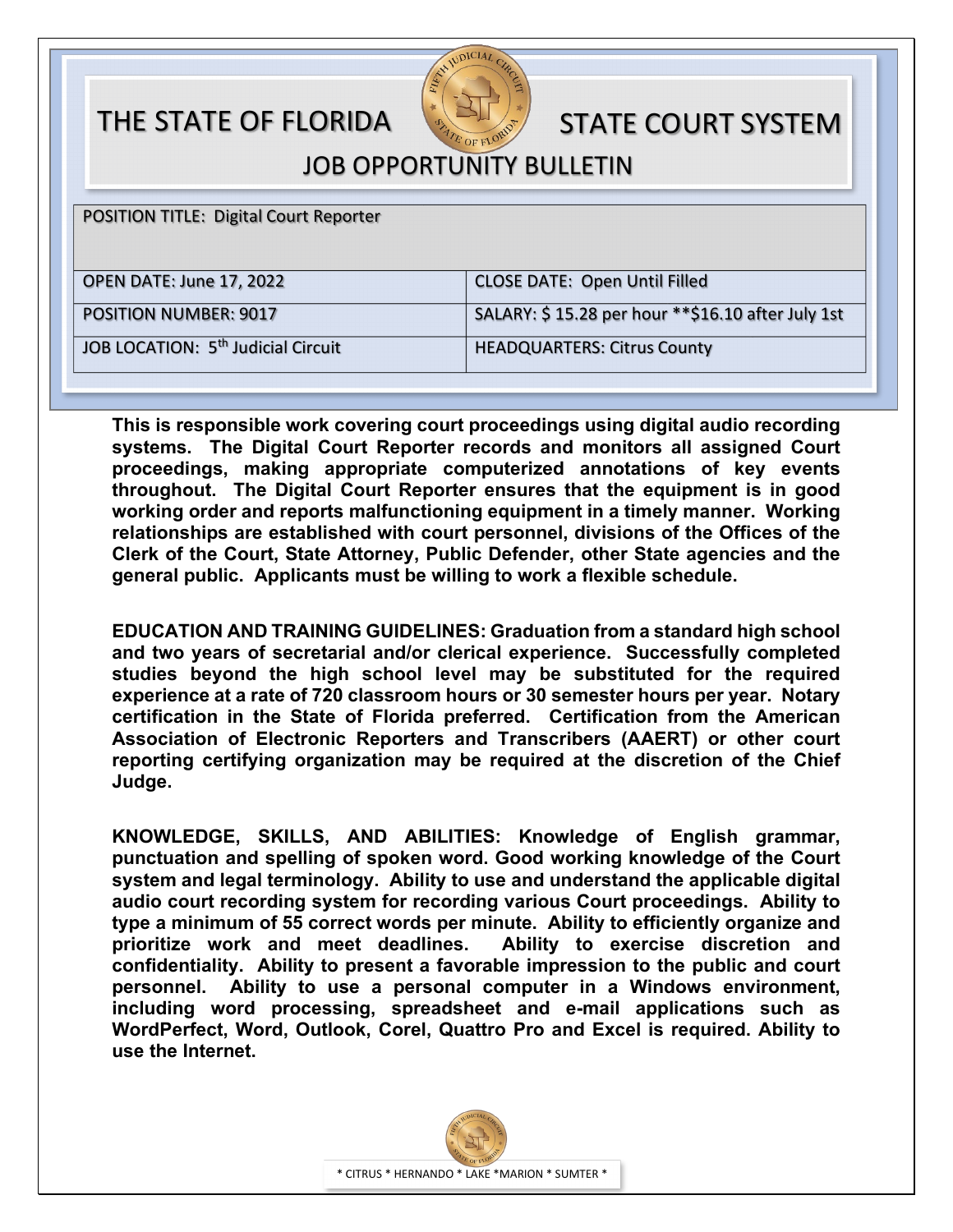# THE STATE OF FLORIDA STATE COURT SYSTEM

## JOB OPPORTUNITY BULLETIN

| POSITION TITLE: Digital Court Reporter | |
|---|---|
| OPEN DATE: June 17, 2022 | CLOSE DATE: Open Until Filled |
| POSITION NUMBER: 9017 | SALARY: $ 15.28 per hour **$16.10 after July 1st |
| JOB LOCATION: 5th Judicial Circuit | HEADQUARTERS: Citrus County |

**This is responsible work covering court proceedings using digital audio recording systems. The Digital Court Reporter records and monitors all assigned Court proceedings, making appropriate computerized annotations of key events throughout. The Digital Court Reporter ensures that the equipment is in good working order and reports malfunctioning equipment in a timely manner. Working relationships are established with court personnel, divisions of the Offices of the Clerk of the Court, State Attorney, Public Defender, other State agencies and the general public. Applicants must be willing to work a flexible schedule.**

**EDUCATION AND TRAINING GUIDELINES: Graduation from a standard high school and two years of secretarial and/or clerical experience. Successfully completed studies beyond the high school level may be substituted for the required experience at a rate of 720 classroom hours or 30 semester hours per year. Notary certification in the State of Florida preferred. Certification from the American Association of Electronic Reporters and Transcribers (AAERT) or other court reporting certifying organization may be required at the discretion of the Chief Judge.**

**KNOWLEDGE, SKILLS, AND ABILITIES: Knowledge of English grammar, punctuation and spelling of spoken word. Good working knowledge of the Court system and legal terminology. Ability to use and understand the applicable digital audio court recording system for recording various Court proceedings. Ability to type a minimum of 55 correct words per minute. Ability to efficiently organize and prioritize work and meet deadlines. Ability to exercise discretion and confidentiality. Ability to present a favorable impression to the public and court personnel. Ability to use a personal computer in a Windows environment, including word processing, spreadsheet and e-mail applications such as WordPerfect, Word, Outlook, Corel, Quattro Pro and Excel is required. Ability to use the Internet.**

* CITRUS * HERNANDO * LAKE *MARION * SUMTER *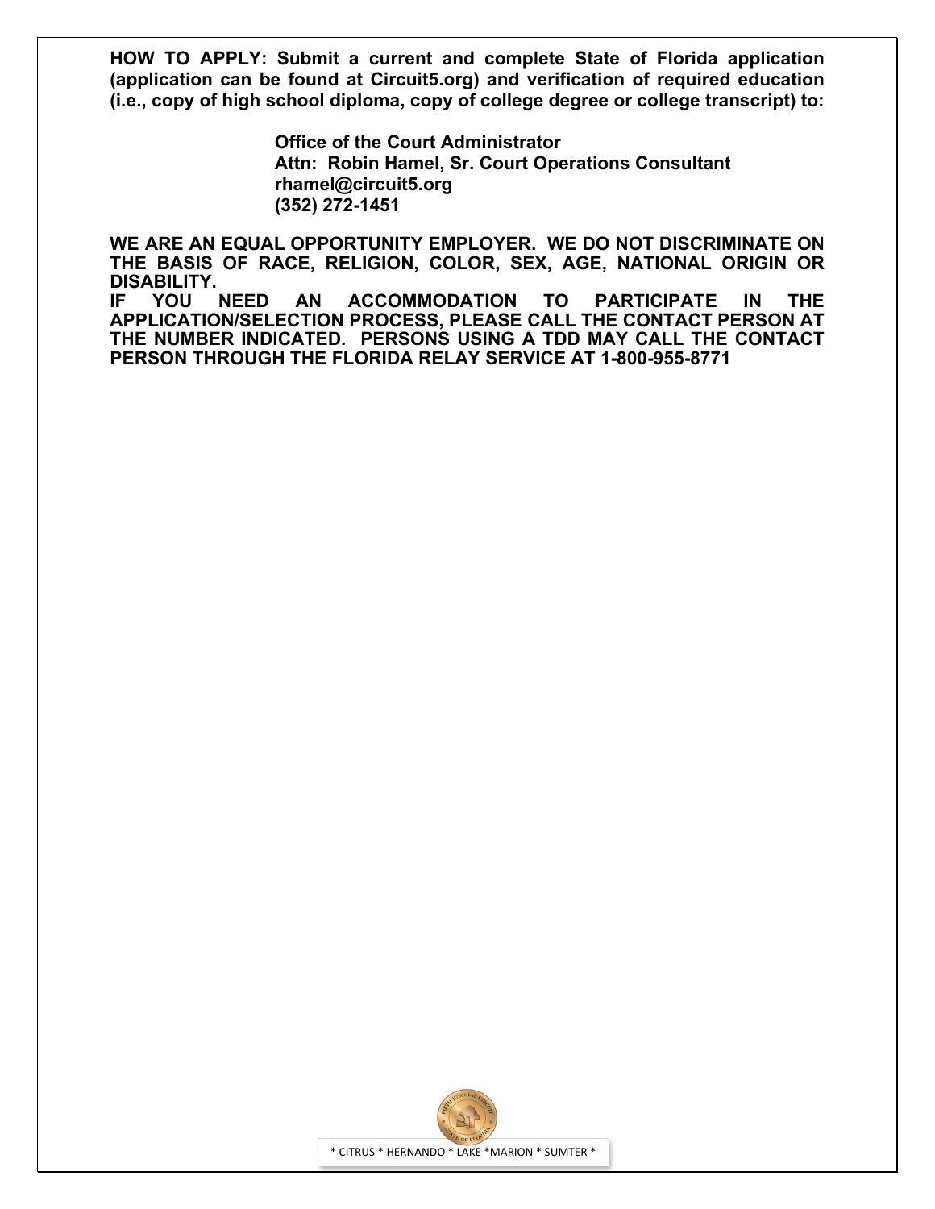**HOW TO APPLY: Submit a current and complete State of Florida application (application can be found at Circuit5.org) and verification of required education (i.e., copy of high school diploma, copy of college degree or college transcript) to:**

**Office of the Court Administrator**
**Attn: Robin Hamel, Sr. Court Operations Consultant**
**rhamel@circuit5.org**
**(352) 272-1451**

**WE ARE AN EQUAL OPPORTUNITY EMPLOYER. WE DO NOT DISCRIMINATE ON THE BASIS OF RACE, RELIGION, COLOR, SEX, AGE, NATIONAL ORIGIN OR DISABILITY.**
**IF YOU NEED AN ACCOMMODATION TO PARTICIPATE IN THE APPLICATION/SELECTION PROCESS, PLEASE CALL THE CONTACT PERSON AT THE NUMBER INDICATED. PERSONS USING A TDD MAY CALL THE CONTACT PERSON THROUGH THE FLORIDA RELAY SERVICE AT 1-800-955-8771**

* CITRUS * HERNANDO * LAKE *MARION * SUMTER *